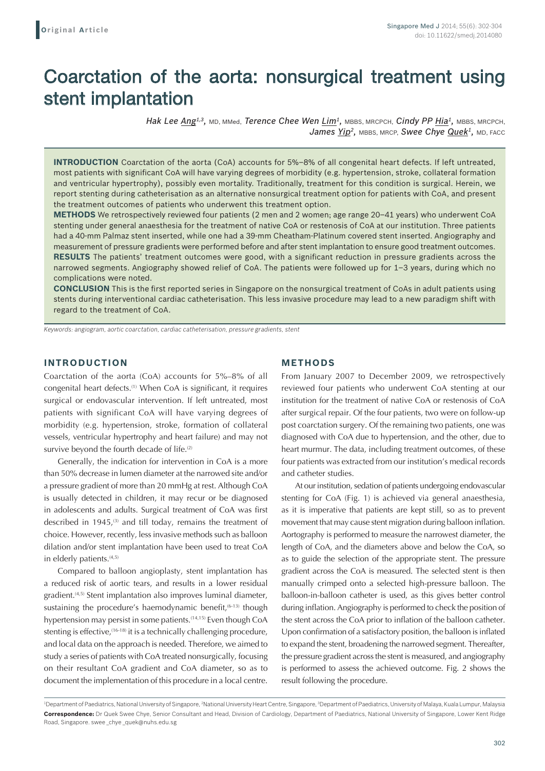Original Article

# Coarctation of the aorta: nonsurgical treatment using stent implantation

*Hak Lee Ang*[1,3], MD, MMed, *Terence Chee Wen Lim*[1], MBBS, MRCPCH, *Cindy PP Hia*[1], MBBS, MRCPCH, *James Yip*[2], MBBS, MRCP, *Swee Chye Quek*[1], MD, FACC

**INTRODUCTION** Coarctation of the aorta (CoA) accounts for 5%–8% of all congenital heart defects. If left untreated, most patients with significant CoA will have varying degrees of morbidity (e.g. hypertension, stroke, collateral formation and ventricular hypertrophy), possibly even mortality. Traditionally, treatment for this condition is surgical. Herein, we report stenting during catheterisation as an alternative nonsurgical treatment option for patients with CoA, and present the treatment outcomes of patients who underwent this treatment option.

**METHODS** We retrospectively reviewed four patients (2 men and 2 women; age range 20–41 years) who underwent CoA stenting under general anaesthesia for the treatment of native CoA or restenosis of CoA at our institution. Three patients had a 40-mm Palmaz stent inserted, while one had a 39-mm Cheatham-Platinum covered stent inserted. Angiography and measurement of pressure gradients were performed before and after stent implantation to ensure good treatment outcomes.

**RESULTS** The patients' treatment outcomes were good, with a significant reduction in pressure gradients across the narrowed segments. Angiography showed relief of CoA. The patients were followed up for 1–3 years, during which no complications were noted.

**CONCLUSION** This is the first reported series in Singapore on the nonsurgical treatment of CoAs in adult patients using stents during interventional cardiac catheterisation. This less invasive procedure may lead to a new paradigm shift with regard to the treatment of CoA.

*Keywords: angiogram, aortic coarctation, cardiac catheterisation, pressure gradients, stent*

## INTRODUCTION

Coarctation of the aorta (CoA) accounts for 5%–8% of all congenital heart defects.[1] When CoA is significant, it requires surgical or endovascular intervention. If left untreated, most patients with significant CoA will have varying degrees of morbidity (e.g. hypertension, stroke, formation of collateral vessels, ventricular hypertrophy and heart failure) and may not survive beyond the fourth decade of life.[2]

Generally, the indication for intervention in CoA is a more than 50% decrease in lumen diameter at the narrowed site and/or a pressure gradient of more than 20 mmHg at rest. Although CoA is usually detected in children, it may recur or be diagnosed in adolescents and adults. Surgical treatment of CoA was first described in 1945,[3] and till today, remains the treatment of choice. However, recently, less invasive methods such as balloon dilation and/or stent implantation have been used to treat CoA in elderly patients.[4,5]

Compared to balloon angioplasty, stent implantation has a reduced risk of aortic tears, and results in a lower residual gradient.[4,5] Stent implantation also improves luminal diameter, sustaining the procedure's haemodynamic benefit,[6–13] though hypertension may persist in some patients.[14,15] Even though CoA stenting is effective,[16–18] it is a technically challenging procedure, and local data on the approach is needed. Therefore, we aimed to study a series of patients with CoA treated nonsurgically, focusing on their resultant CoA gradient and CoA diameter, so as to document the implementation of this procedure in a local centre.

## METHODS

From January 2007 to December 2009, we retrospectively reviewed four patients who underwent CoA stenting at our institution for the treatment of native CoA or restenosis of CoA after surgical repair. Of the four patients, two were on follow-up post coarctation surgery. Of the remaining two patients, one was diagnosed with CoA due to hypertension, and the other, due to heart murmur. The data, including treatment outcomes, of these four patients was extracted from our institution's medical records and catheter studies.

At our institution, sedation of patients undergoing endovascular stenting for CoA (Fig. 1) is achieved via general anaesthesia, as it is imperative that patients are kept still, so as to prevent movement that may cause stent migration during balloon inflation. Aortography is performed to measure the narrowest diameter, the length of CoA, and the diameters above and below the CoA, so as to guide the selection of the appropriate stent. The pressure gradient across the CoA is measured. The selected stent is then manually crimped onto a selected high-pressure balloon. The balloon-in-balloon catheter is used, as this gives better control during inflation. Angiography is performed to check the position of the stent across the CoA prior to inflation of the balloon catheter. Upon confirmation of a satisfactory position, the balloon is inflated to expand the stent, broadening the narrowed segment. Thereafter, the pressure gradient across the stent is measured, and angiography is performed to assess the achieved outcome. Fig. 2 shows the result following the procedure.

[1]Department of Paediatrics, National University of Singapore, [2]National University Heart Centre, Singapore, [3]Department of Paediatrics, University of Malaya, Kuala Lumpur, Malaysia

**Correspondence:** Dr Quek Swee Chye, Senior Consultant and Head, Division of Cardiology, Department of Paediatrics, National University of Singapore, Lower Kent Ridge Road, Singapore. swee_chye_quek@nuhs.edu.sg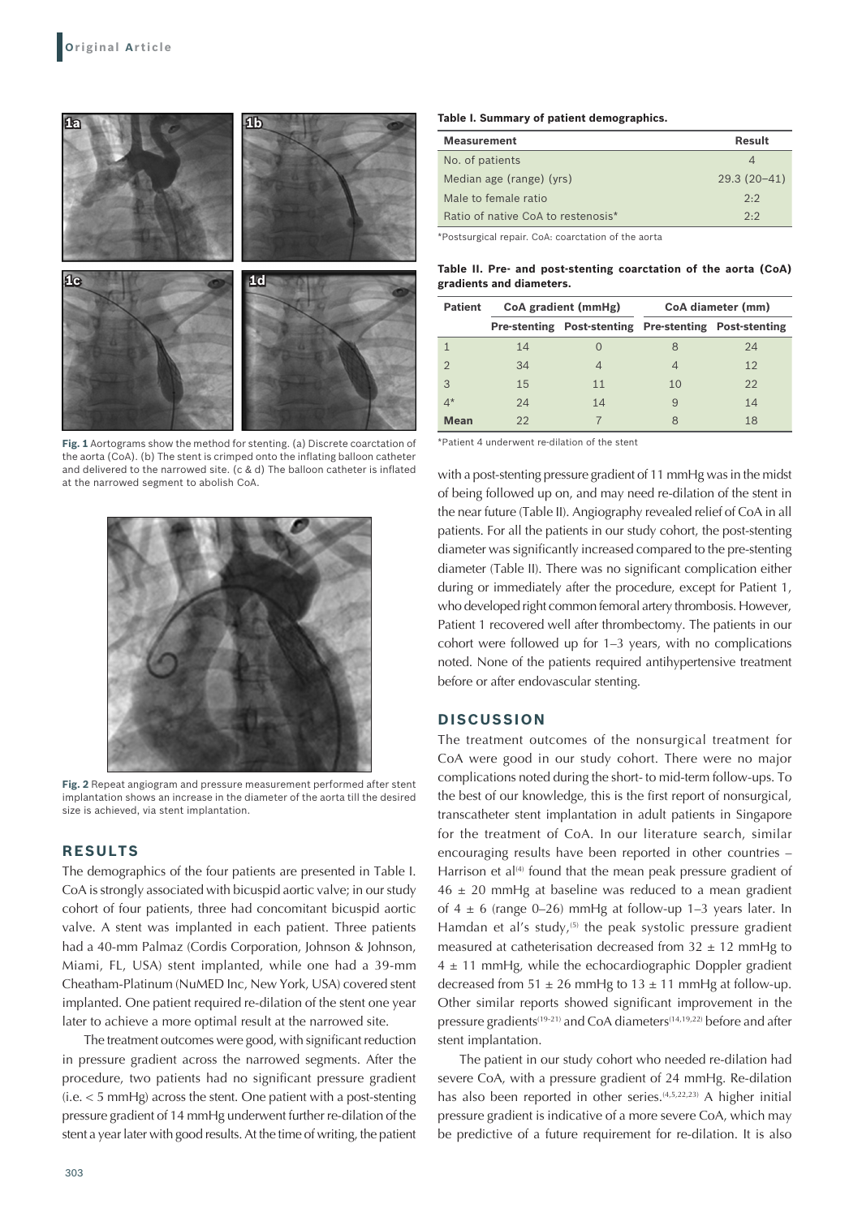**Fig. 1** Aortograms show the method for stenting. (a) Discrete coarctation of the aorta (CoA). (b) The stent is crimped onto the inflating balloon catheter and delivered to the narrowed site. (c & d) The balloon catheter is inflated at the narrowed segment to abolish CoA.

**Fig. 2** Repeat angiogram and pressure measurement performed after stent implantation shows an increase in the diameter of the aorta till the desired size is achieved, via stent implantation.

## RESULTS

The demographics of the four patients are presented in Table I. CoA is strongly associated with bicuspid aortic valve; in our study cohort of four patients, three had concomitant bicuspid aortic valve. A stent was implanted in each patient. Three patients had a 40-mm Palmaz (Cordis Corporation, Johnson & Johnson, Miami, FL, USA) stent implanted, while one had a 39-mm Cheatham-Platinum (NuMED Inc, New York, USA) covered stent implanted. One patient required re-dilation of the stent one year later to achieve a more optimal result at the narrowed site.

The treatment outcomes were good, with significant reduction in pressure gradient across the narrowed segments. After the procedure, two patients had no significant pressure gradient (i.e. < 5 mmHg) across the stent. One patient with a post-stenting pressure gradient of 14 mmHg underwent further re-dilation of the stent a year later with good results. At the time of writing, the patient with a post-stenting pressure gradient of 11 mmHg was in the midst of being followed up on, and may need re-dilation of the stent in the near future (Table II). Angiography revealed relief of CoA in all patients. For all the patients in our study cohort, the post-stenting diameter was significantly increased compared to the pre-stenting diameter (Table II). There was no significant complication either during or immediately after the procedure, except for Patient 1, who developed right common femoral artery thrombosis. However, Patient 1 recovered well after thrombectomy. The patients in our cohort were followed up for 1–3 years, with no complications noted. None of the patients required antihypertensive treatment before or after endovascular stenting.

**Table I. Summary of patient demographics.**

| Measurement | Result |
|---|---|
| No. of patients | 4 |
| Median age (range) (yrs) | 29.3 (20–41) |
| Male to female ratio | 2:2 |
| Ratio of native CoA to restenosis* | 2:2 |

*Postsurgical repair. CoA: coarctation of the aorta

**Table II. Pre- and post-stenting coarctation of the aorta (CoA) gradients and diameters.**

| Patient | CoA gradient (mmHg) | | CoA diameter (mm) | |
|---|---|---|---|---|
| | Pre-stenting | Post-stenting | Pre-stenting | Post-stenting |
| 1 | 14 | 0 | 8 | 24 |
| 2 | 34 | 4 | 4 | 12 |
| 3 | 15 | 11 | 10 | 22 |
| 4* | 24 | 14 | 9 | 14 |
| **Mean** | 22 | 7 | 8 | 18 |

*Patient 4 underwent re-dilation of the stent

## DISCUSSION

The treatment outcomes of the nonsurgical treatment for CoA were good in our study cohort. There were no major complications noted during the short- to mid-term follow-ups. To the best of our knowledge, this is the first report of nonsurgical, transcatheter stent implantation in adult patients in Singapore for the treatment of CoA. In our literature search, similar encouraging results have been reported in other countries – Harrison et al[4] found that the mean peak pressure gradient of 46 ± 20 mmHg at baseline was reduced to a mean gradient of 4 ± 6 (range 0–26) mmHg at follow-up 1–3 years later. In Hamdan et al's study,[5] the peak systolic pressure gradient measured at catheterisation decreased from 32 ± 12 mmHg to 4 ± 11 mmHg, while the echocardiographic Doppler gradient decreased from 51 ± 26 mmHg to 13 ± 11 mmHg at follow-up. Other similar reports showed significant improvement in the pressure gradients[19-21] and CoA diameters[14,19,22] before and after stent implantation.

The patient in our study cohort who needed re-dilation had severe CoA, with a pressure gradient of 24 mmHg. Re-dilation has also been reported in other series.[4,5,22,23] A higher initial pressure gradient is indicative of a more severe CoA, which may be predictive of a future requirement for re-dilation. It is also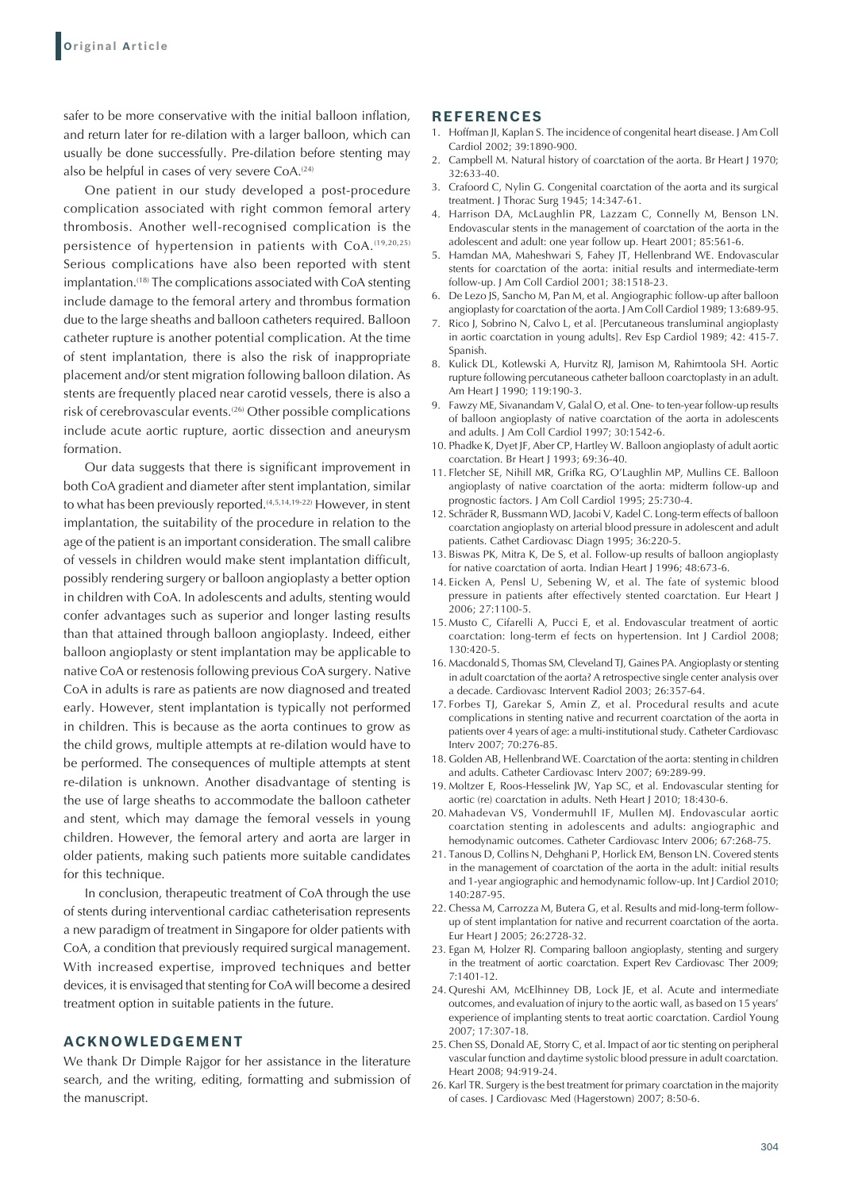safer to be more conservative with the initial balloon inflation, and return later for re-dilation with a larger balloon, which can usually be done successfully. Pre-dilation before stenting may also be helpful in cases of very severe CoA.[24]

One patient in our study developed a post-procedure complication associated with right common femoral artery thrombosis. Another well-recognised complication is the persistence of hypertension in patients with CoA.[19,20,25] Serious complications have also been reported with stent implantation.[18] The complications associated with CoA stenting include damage to the femoral artery and thrombus formation due to the large sheaths and balloon catheters required. Balloon catheter rupture is another potential complication. At the time of stent implantation, there is also the risk of inappropriate placement and/or stent migration following balloon dilation. As stents are frequently placed near carotid vessels, there is also a risk of cerebrovascular events.[26] Other possible complications include acute aortic rupture, aortic dissection and aneurysm formation.

Our data suggests that there is significant improvement in both CoA gradient and diameter after stent implantation, similar to what has been previously reported.[4,5,14,19-22] However, in stent implantation, the suitability of the procedure in relation to the age of the patient is an important consideration. The small calibre of vessels in children would make stent implantation difficult, possibly rendering surgery or balloon angioplasty a better option in children with CoA. In adolescents and adults, stenting would confer advantages such as superior and longer lasting results than that attained through balloon angioplasty. Indeed, either balloon angioplasty or stent implantation may be applicable to native CoA or restenosis following previous CoA surgery. Native CoA in adults is rare as patients are now diagnosed and treated early. However, stent implantation is typically not performed in children. This is because as the aorta continues to grow as the child grows, multiple attempts at re-dilation would have to be performed. The consequences of multiple attempts at stent re-dilation is unknown. Another disadvantage of stenting is the use of large sheaths to accommodate the balloon catheter and stent, which may damage the femoral vessels in young children. However, the femoral artery and aorta are larger in older patients, making such patients more suitable candidates for this technique.

In conclusion, therapeutic treatment of CoA through the use of stents during interventional cardiac catheterisation represents a new paradigm of treatment in Singapore for older patients with CoA, a condition that previously required surgical management. With increased expertise, improved techniques and better devices, it is envisaged that stenting for CoA will become a desired treatment option in suitable patients in the future.

## ACKNOWLEDGEMENT

We thank Dr Dimple Rajgor for her assistance in the literature search, and the writing, editing, formatting and submission of the manuscript.

## REFERENCES

1. Hoffman JI, Kaplan S. The incidence of congenital heart disease. J Am Coll Cardiol 2002; 39:1890-900.
2. Campbell M. Natural history of coarctation of the aorta. Br Heart J 1970; 32:633-40.
3. Crafoord C, Nylin G. Congenital coarctation of the aorta and its surgical treatment. J Thorac Surg 1945; 14:347-61.
4. Harrison DA, McLaughlin PR, Lazzam C, Connelly M, Benson LN. Endovascular stents in the management of coarctation of the aorta in the adolescent and adult: one year follow up. Heart 2001; 85:561-6.
5. Hamdan MA, Maheshwari S, Fahey JT, Hellenbrand WE. Endovascular stents for coarctation of the aorta: initial results and intermediate-term follow-up. J Am Coll Cardiol 2001; 38:1518-23.
6. De Lezo JS, Sancho M, Pan M, et al. Angiographic follow-up after balloon angioplasty for coarctation of the aorta. J Am Coll Cardiol 1989; 13:689-95.
7. Rico J, Sobrino N, Calvo L, et al. [Percutaneous transluminal angioplasty in aortic coarctation in young adults]. Rev Esp Cardiol 1989; 42: 415-7. Spanish.
8. Kulick DL, Kotlewski A, Hurvitz RJ, Jamison M, Rahimtoola SH. Aortic rupture following percutaneous catheter balloon coarctoplasty in an adult. Am Heart J 1990; 119:190-3.
9. Fawzy ME, Sivanandam V, Galal O, et al. One- to ten-year follow-up results of balloon angioplasty of native coarctation of the aorta in adolescents and adults. J Am Coll Cardiol 1997; 30:1542-6.
10. Phadke K, Dyet JF, Aber CP, Hartley W. Balloon angioplasty of adult aortic coarctation. Br Heart J 1993; 69:36-40.
11. Fletcher SE, Nihill MR, Grifka RG, O'Laughlin MP, Mullins CE. Balloon angioplasty of native coarctation of the aorta: midterm follow-up and prognostic factors. J Am Coll Cardiol 1995; 25:730-4.
12. Schräder R, Bussmann WD, Jacobi V, Kadel C. Long-term effects of balloon coarctation angioplasty on arterial blood pressure in adolescent and adult patients. Cathet Cardiovasc Diagn 1995; 36:220-5.
13. Biswas PK, Mitra K, De S, et al. Follow-up results of balloon angioplasty for native coarctation of aorta. Indian Heart J 1996; 48:673-6.
14. Eicken A, Pensl U, Sebening W, et al. The fate of systemic blood pressure in patients after effectively stented coarctation. Eur Heart J 2006; 27:1100-5.
15. Musto C, Cifarelli A, Pucci E, et al. Endovascular treatment of aortic coarctation: long-term ef fects on hypertension. Int J Cardiol 2008; 130:420-5.
16. Macdonald S, Thomas SM, Cleveland TJ, Gaines PA. Angioplasty or stenting in adult coarctation of the aorta? A retrospective single center analysis over a decade. Cardiovasc Intervent Radiol 2003; 26:357-64.
17. Forbes TJ, Garekar S, Amin Z, et al. Procedural results and acute complications in stenting native and recurrent coarctation of the aorta in patients over 4 years of age: a multi-institutional study. Catheter Cardiovasc Interv 2007; 70:276-85.
18. Golden AB, Hellenbrand WE. Coarctation of the aorta: stenting in children and adults. Catheter Cardiovasc Interv 2007; 69:289-99.
19. Moltzer E, Roos-Hesselink JW, Yap SC, et al. Endovascular stenting for aortic (re) coarctation in adults. Neth Heart J 2010; 18:430-6.
20. Mahadevan VS, Vondermuhll IF, Mullen MJ. Endovascular aortic coarctation stenting in adolescents and adults: angiographic and hemodynamic outcomes. Catheter Cardiovasc Interv 2006; 67:268-75.
21. Tanous D, Collins N, Dehghani P, Horlick EM, Benson LN. Covered stents in the management of coarctation of the aorta in the adult: initial results and 1-year angiographic and hemodynamic follow-up. Int J Cardiol 2010; 140:287-95.
22. Chessa M, Carrozza M, Butera G, et al. Results and mid-long-term follow-up of stent implantation for native and recurrent coarctation of the aorta. Eur Heart J 2005; 26:2728-32.
23. Egan M, Holzer RJ. Comparing balloon angioplasty, stenting and surgery in the treatment of aortic coarctation. Expert Rev Cardiovasc Ther 2009; 7:1401-12.
24. Qureshi AM, McElhinney DB, Lock JE, et al. Acute and intermediate outcomes, and evaluation of injury to the aortic wall, as based on 15 years' experience of implanting stents to treat aortic coarctation. Cardiol Young 2007; 17:307-18.
25. Chen SS, Donald AE, Storry C, et al. Impact of aor tic stenting on peripheral vascular function and daytime systolic blood pressure in adult coarctation. Heart 2008; 94:919-24.
26. Karl TR. Surgery is the best treatment for primary coarctation in the majority of cases. J Cardiovasc Med (Hagerstown) 2007; 8:50-6.